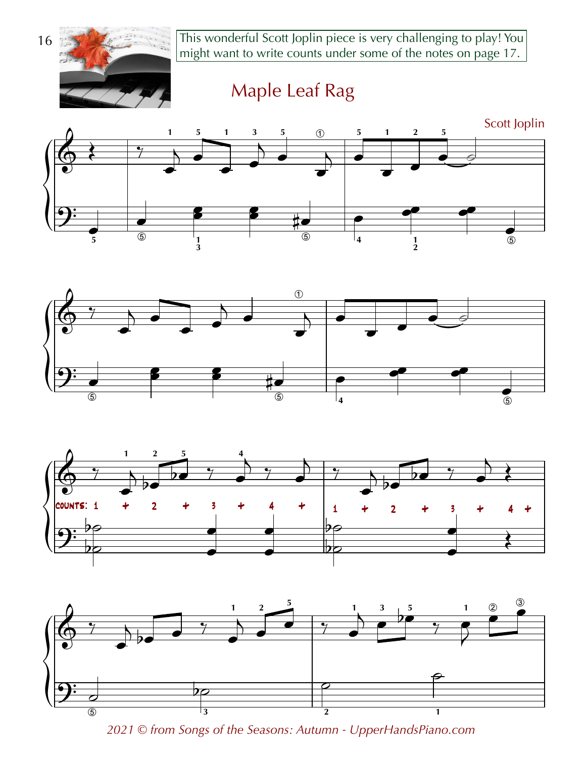This wonderful Scott Joplin piece is very challenging to play! You might want to write counts under some of the notes on page 17.

# Maple Leaf Rag

Scott Joplin

COUNTS: 1 + 2 + 3 + 4 +

1 + 2 + 3 + 4 +

*2021 © from Songs of the Seasons: Autumn - UpperHandsPiano.com*